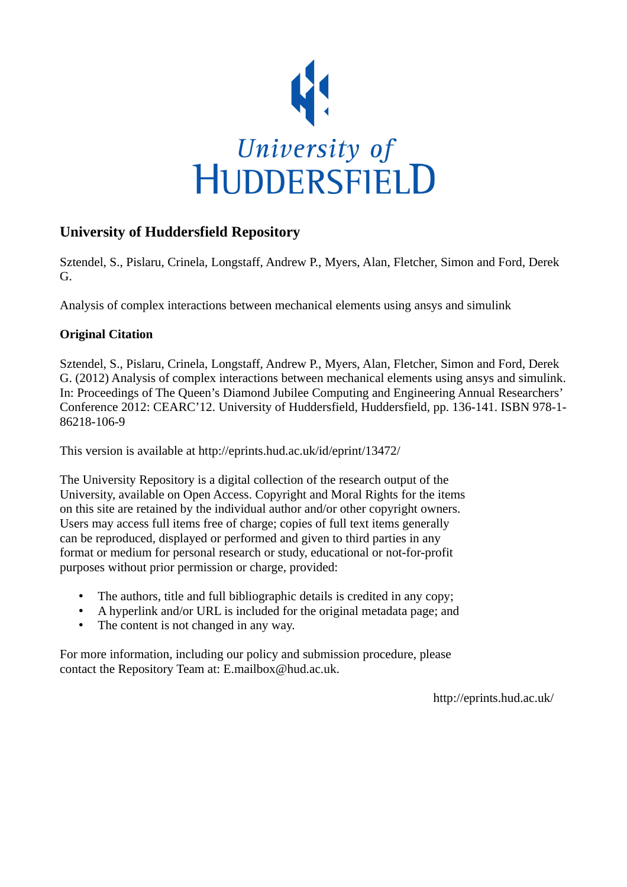University of Huddersfield

# University of Huddersfield Repository

Sztendel, S., Pislaru, Crinela, Longstaff, Andrew P., Myers, Alan, Fletcher, Simon and Ford, Derek G.

Analysis of complex interactions between mechanical elements using ansys and simulink

## Original Citation

Sztendel, S., Pislaru, Crinela, Longstaff, Andrew P., Myers, Alan, Fletcher, Simon and Ford, Derek G. (2012) Analysis of complex interactions between mechanical elements using ansys and simulink. In: Proceedings of The Queen's Diamond Jubilee Computing and Engineering Annual Researchers' Conference 2012: CEARC'12. University of Huddersfield, Huddersfield, pp. 136-141. ISBN 978-1-86218-106-9

This version is available at http://eprints.hud.ac.uk/id/eprint/13472/

The University Repository is a digital collection of the research output of the University, available on Open Access. Copyright and Moral Rights for the items on this site are retained by the individual author and/or other copyright owners. Users may access full items free of charge; copies of full text items generally can be reproduced, displayed or performed and given to third parties in any format or medium for personal research or study, educational or not-for-profit purposes without prior permission or charge, provided:

- The authors, title and full bibliographic details is credited in any copy;
- A hyperlink and/or URL is included for the original metadata page; and
- The content is not changed in any way.

For more information, including our policy and submission procedure, please contact the Repository Team at: E.mailbox@hud.ac.uk.

http://eprints.hud.ac.uk/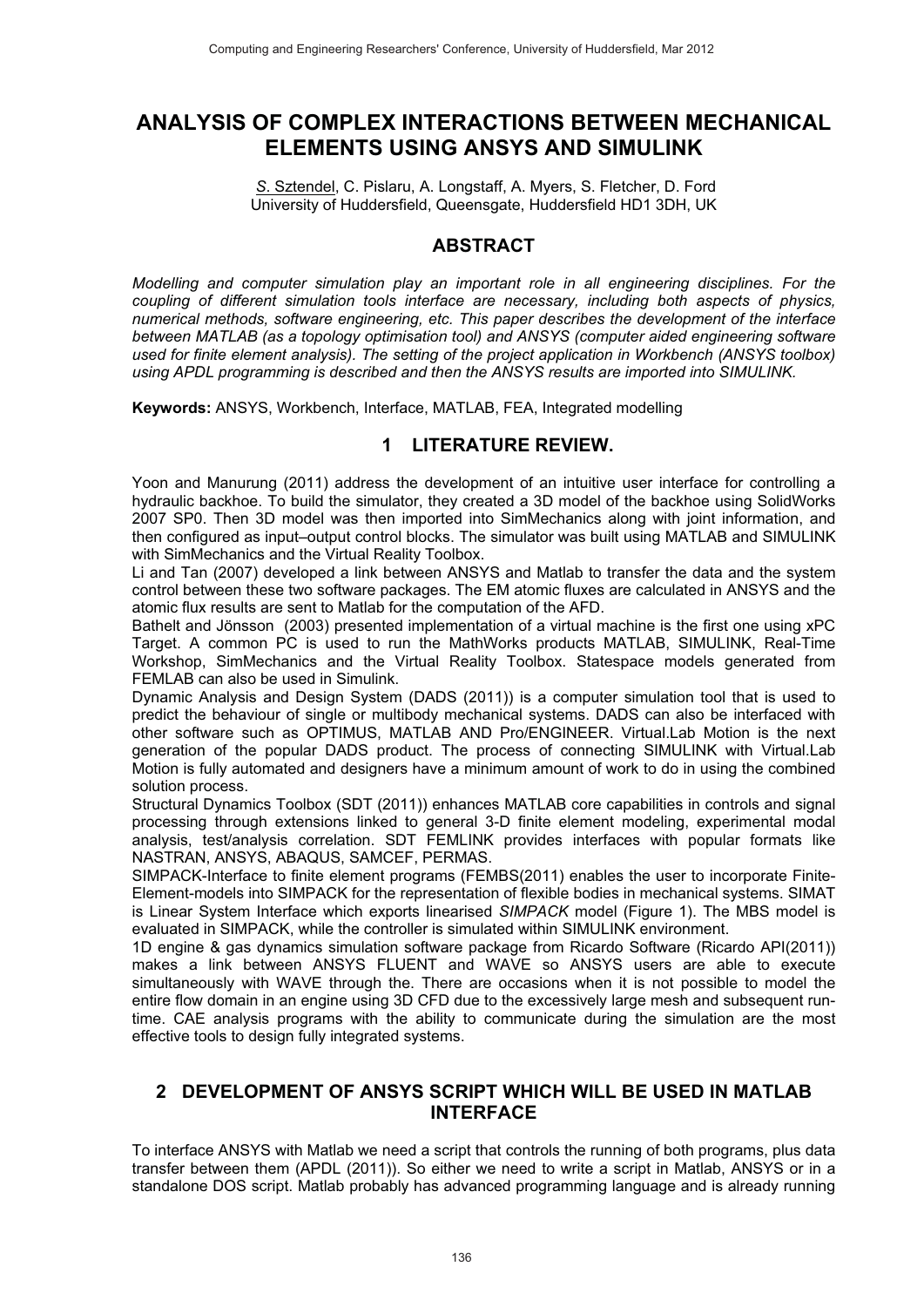# ANALYSIS OF COMPLEX INTERACTIONS BETWEEN MECHANICAL ELEMENTS USING ANSYS AND SIMULINK

*S.* Sztendel, C. Pislaru, A. Longstaff, A. Myers, S. Fletcher, D. Ford
University of Huddersfield, Queensgate, Huddersfield HD1 3DH, UK

## ABSTRACT

*Modelling and computer simulation play an important role in all engineering disciplines. For the coupling of different simulation tools interface are necessary, including both aspects of physics, numerical methods, software engineering, etc. This paper describes the development of the interface between MATLAB (as a topology optimisation tool) and ANSYS (computer aided engineering software used for finite element analysis). The setting of the project application in Workbench (ANSYS toolbox) using APDL programming is described and then the ANSYS results are imported into SIMULINK.*

**Keywords:** ANSYS, Workbench, Interface, MATLAB, FEA, Integrated modelling

## 1 LITERATURE REVIEW.

Yoon and Manurung (2011) address the development of an intuitive user interface for controlling a hydraulic backhoe. To build the simulator, they created a 3D model of the backhoe using SolidWorks 2007 SP0. Then 3D model was then imported into SimMechanics along with joint information, and then configured as input–output control blocks. The simulator was built using MATLAB and SIMULINK with SimMechanics and the Virtual Reality Toolbox.

Li and Tan (2007) developed a link between ANSYS and Matlab to transfer the data and the system control between these two software packages. The EM atomic fluxes are calculated in ANSYS and the atomic flux results are sent to Matlab for the computation of the AFD.

Bathelt and Jönsson (2003) presented implementation of a virtual machine is the first one using xPC Target. A common PC is used to run the MathWorks products MATLAB, SIMULINK, Real-Time Workshop, SimMechanics and the Virtual Reality Toolbox. Statespace models generated from FEMLAB can also be used in Simulink.

Dynamic Analysis and Design System (DADS (2011)) is a computer simulation tool that is used to predict the behaviour of single or multibody mechanical systems. DADS can also be interfaced with other software such as OPTIMUS, MATLAB AND Pro/ENGINEER. Virtual.Lab Motion is the next generation of the popular DADS product. The process of connecting SIMULINK with Virtual.Lab Motion is fully automated and designers have a minimum amount of work to do in using the combined solution process.

Structural Dynamics Toolbox (SDT (2011)) enhances MATLAB core capabilities in controls and signal processing through extensions linked to general 3-D finite element modeling, experimental modal analysis, test/analysis correlation. SDT FEMLINK provides interfaces with popular formats like NASTRAN, ANSYS, ABAQUS, SAMCEF, PERMAS.

SIMPACK-Interface to finite element programs (FEMBS(2011) enables the user to incorporate Finite-Element-models into SIMPACK for the representation of flexible bodies in mechanical systems. SIMAT is Linear System Interface which exports linearised *SIMPACK* model (Figure 1). The MBS model is evaluated in SIMPACK, while the controller is simulated within SIMULINK environment.

1D engine & gas dynamics simulation software package from Ricardo Software (Ricardo API(2011)) makes a link between ANSYS FLUENT and WAVE so ANSYS users are able to execute simultaneously with WAVE through the. There are occasions when it is not possible to model the entire flow domain in an engine using 3D CFD due to the excessively large mesh and subsequent run-time. CAE analysis programs with the ability to communicate during the simulation are the most effective tools to design fully integrated systems.

## 2 DEVELOPMENT OF ANSYS SCRIPT WHICH WILL BE USED IN MATLAB INTERFACE

To interface ANSYS with Matlab we need a script that controls the running of both programs, plus data transfer between them (APDL (2011)). So either we need to write a script in Matlab, ANSYS or in a standalone DOS script. Matlab probably has advanced programming language and is already running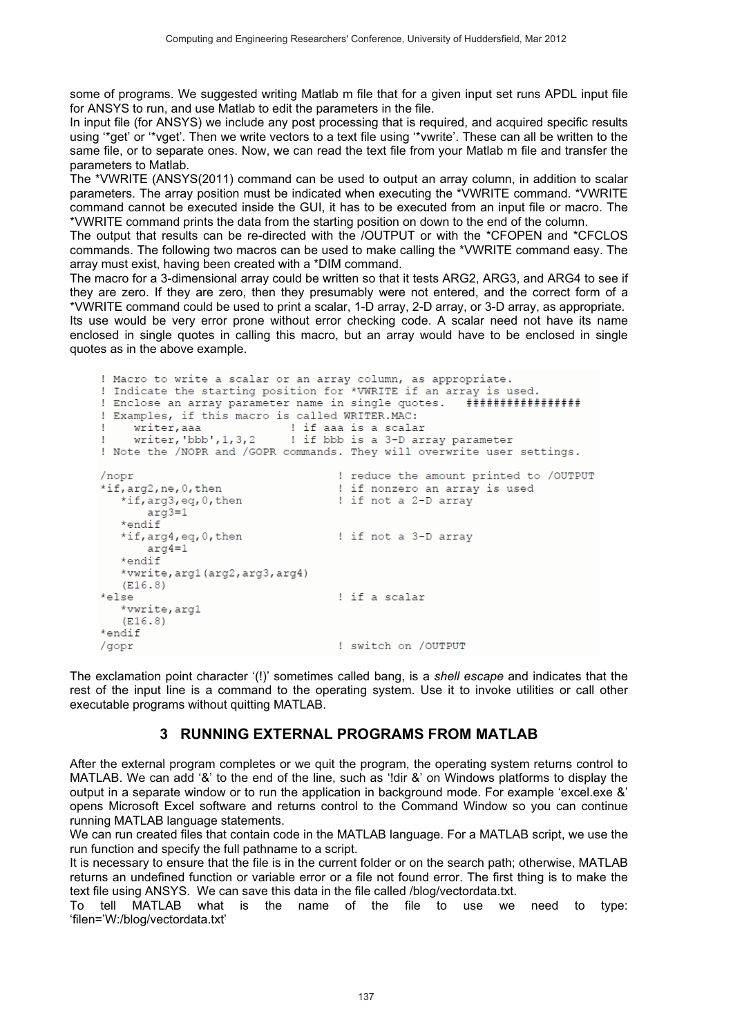some of programs. We suggested writing Matlab m file that for a given input set runs APDL input file for ANSYS to run, and use Matlab to edit the parameters in the file.
In input file (for ANSYS) we include any post processing that is required, and acquired specific results using '*get' or '*vget'. Then we write vectors to a text file using '*vwrite'. These can all be written to the same file, or to separate ones. Now, we can read the text file from your Matlab m file and transfer the parameters to Matlab.
The *VWRITE (ANSYS(2011) command can be used to output an array column, in addition to scalar parameters. The array position must be indicated when executing the *VWRITE command. *VWRITE command cannot be executed inside the GUI, it has to be executed from an input file or macro. The *VWRITE command prints the data from the starting position on down to the end of the column.
The output that results can be re-directed with the /OUTPUT or with the *CFOPEN and *CFCLOS commands. The following two macros can be used to make calling the *VWRITE command easy. The array must exist, having been created with a *DIM command.
The macro for a 3-dimensional array could be written so that it tests ARG2, ARG3, and ARG4 to see if they are zero. If they are zero, then they presumably were not entered, and the correct form of a *VWRITE command could be used to print a scalar, 1-D array, 2-D array, or 3-D array, as appropriate. Its use would be very error prone without error checking code. A scalar need not have its name enclosed in single quotes in calling this macro, but an array would have to be enclosed in single quotes as in the above example.

```
! Macro to write a scalar or an array column, as appropriate.
! Indicate the starting position for *VWRITE if an array is used.
! Enclose an array parameter name in single quotes.   ################
! Examples, if this macro is called WRITER.MAC:
!     writer,aaa              ! if aaa is a scalar
!     writer,'bbb',1,3,2      ! if bbb is a 3-D array parameter
! Note the /NOPR and /GOPR commands. They will overwrite user settings.

/nopr                              ! reduce the amount printed to /OUTPUT
*if,arg2,ne,0,then                 ! if nonzero an array is used
   *if,arg3,eq,0,then              ! if not a 2-D array
      arg3=1
   *endif
   *if,arg4,eq,0,then              ! if not a 3-D array
      arg4=1
   *endif
   *vwrite,arg1(arg2,arg3,arg4)
   (E16.8)
*else                              ! if a scalar
   *vwrite,arg1
   (E16.8)
*endif
/gopr                              ! switch on /OUTPUT
```

The exclamation point character '(!)' sometimes called bang, is a *shell escape* and indicates that the rest of the input line is a command to the operating system. Use it to invoke utilities or call other executable programs without quitting MATLAB.

## 3 RUNNING EXTERNAL PROGRAMS FROM MATLAB

After the external program completes or we quit the program, the operating system returns control to MATLAB. We can add '&' to the end of the line, such as '!dir &' on Windows platforms to display the output in a separate window or to run the application in background mode. For example 'excel.exe &' opens Microsoft Excel software and returns control to the Command Window so you can continue running MATLAB language statements.
We can run created files that contain code in the MATLAB language. For a MATLAB script, we use the run function and specify the full pathname to a script.
It is necessary to ensure that the file is in the current folder or on the search path; otherwise, MATLAB returns an undefined function or variable error or a file not found error. The first thing is to make the text file using ANSYS. We can save this data in the file called /blog/vectordata.txt.
To tell MATLAB what is the name of the file to use we need to type: 'filen='W:/blog/vectordata.txt'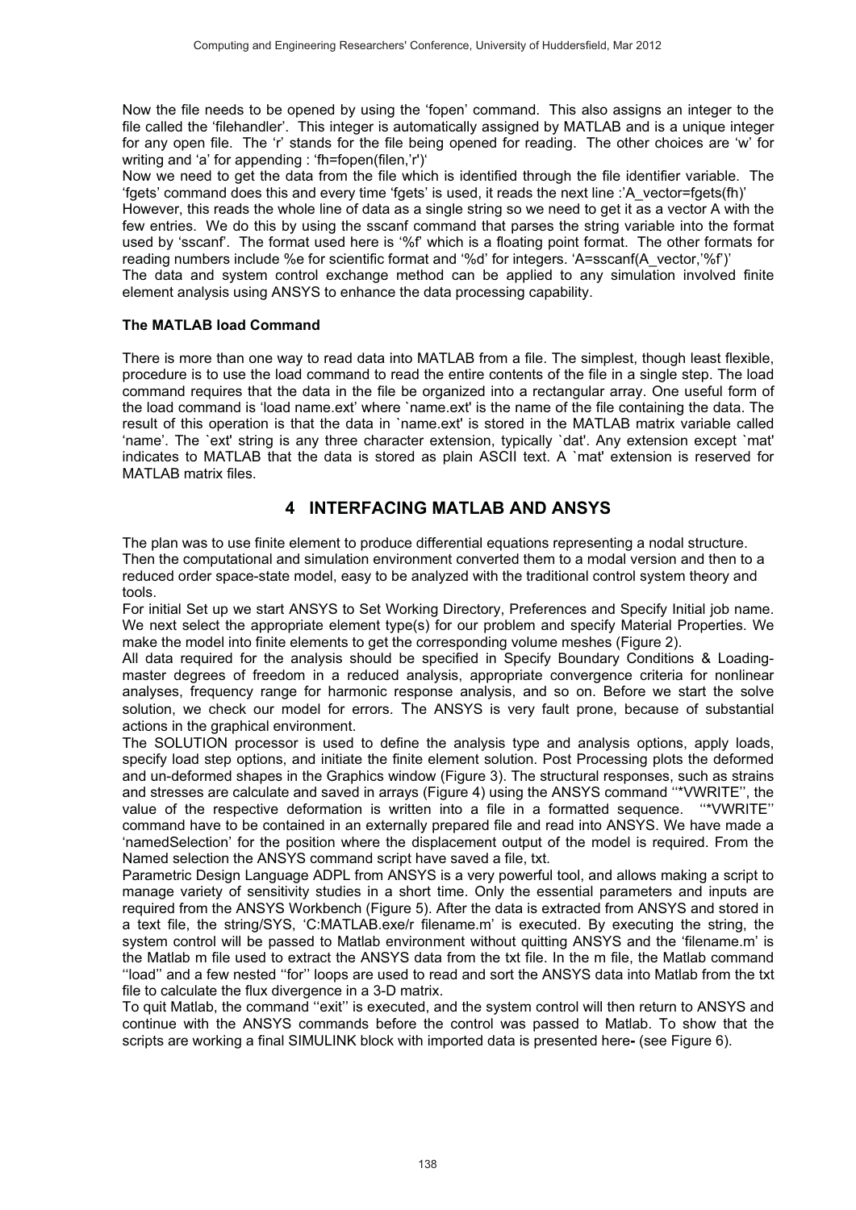Now the file needs to be opened by using the 'fopen' command. This also assigns an integer to the file called the 'filehandler'. This integer is automatically assigned by MATLAB and is a unique integer for any open file. The 'r' stands for the file being opened for reading. The other choices are 'w' for writing and 'a' for appending : 'fh=fopen(filen,'r')'

Now we need to get the data from the file which is identified through the file identifier variable. The 'fgets' command does this and every time 'fgets' is used, it reads the next line :'A_vector=fgets(fh)'

However, this reads the whole line of data as a single string so we need to get it as a vector A with the few entries. We do this by using the sscanf command that parses the string variable into the format used by 'sscanf'. The format used here is '%f' which is a floating point format. The other formats for reading numbers include %e for scientific format and '%d' for integers. 'A=sscanf(A_vector,'%f')'

The data and system control exchange method can be applied to any simulation involved finite element analysis using ANSYS to enhance the data processing capability.

### The MATLAB load Command

There is more than one way to read data into MATLAB from a file. The simplest, though least flexible, procedure is to use the load command to read the entire contents of the file in a single step. The load command requires that the data in the file be organized into a rectangular array. One useful form of the load command is 'load name.ext' where `name.ext' is the name of the file containing the data. The result of this operation is that the data in `name.ext' is stored in the MATLAB matrix variable called 'name'. The `ext' string is any three character extension, typically `dat'. Any extension except `mat' indicates to MATLAB that the data is stored as plain ASCII text. A `mat' extension is reserved for MATLAB matrix files.

## 4 INTERFACING MATLAB AND ANSYS

The plan was to use finite element to produce differential equations representing a nodal structure. Then the computational and simulation environment converted them to a modal version and then to a reduced order space-state model, easy to be analyzed with the traditional control system theory and tools.

For initial Set up we start ANSYS to Set Working Directory, Preferences and Specify Initial job name. We next select the appropriate element type(s) for our problem and specify Material Properties. We make the model into finite elements to get the corresponding volume meshes (Figure 2).

All data required for the analysis should be specified in Specify Boundary Conditions & Loading-master degrees of freedom in a reduced analysis, appropriate convergence criteria for nonlinear analyses, frequency range for harmonic response analysis, and so on. Before we start the solve solution, we check our model for errors. The ANSYS is very fault prone, because of substantial actions in the graphical environment.

The SOLUTION processor is used to define the analysis type and analysis options, apply loads, specify load step options, and initiate the finite element solution. Post Processing plots the deformed and un-deformed shapes in the Graphics window (Figure 3). The structural responses, such as strains and stresses are calculate and saved in arrays (Figure 4) using the ANSYS command ''*VWRITE'', the value of the respective deformation is written into a file in a formatted sequence. ''*VWRITE'' command have to be contained in an externally prepared file and read into ANSYS. We have made a 'namedSelection' for the position where the displacement output of the model is required. From the Named selection the ANSYS command script have saved a file, txt.

Parametric Design Language ADPL from ANSYS is a very powerful tool, and allows making a script to manage variety of sensitivity studies in a short time. Only the essential parameters and inputs are required from the ANSYS Workbench (Figure 5). After the data is extracted from ANSYS and stored in a text file, the string/SYS, 'C:MATLAB.exe/r filename.m' is executed. By executing the string, the system control will be passed to Matlab environment without quitting ANSYS and the 'filename.m' is the Matlab m file used to extract the ANSYS data from the txt file. In the m file, the Matlab command ''load'' and a few nested ''for'' loops are used to read and sort the ANSYS data into Matlab from the txt file to calculate the flux divergence in a 3-D matrix.

To quit Matlab, the command ''exit'' is executed, and the system control will then return to ANSYS and continue with the ANSYS commands before the control was passed to Matlab. To show that the scripts are working a final SIMULINK block with imported data is presented here**-** (see Figure 6).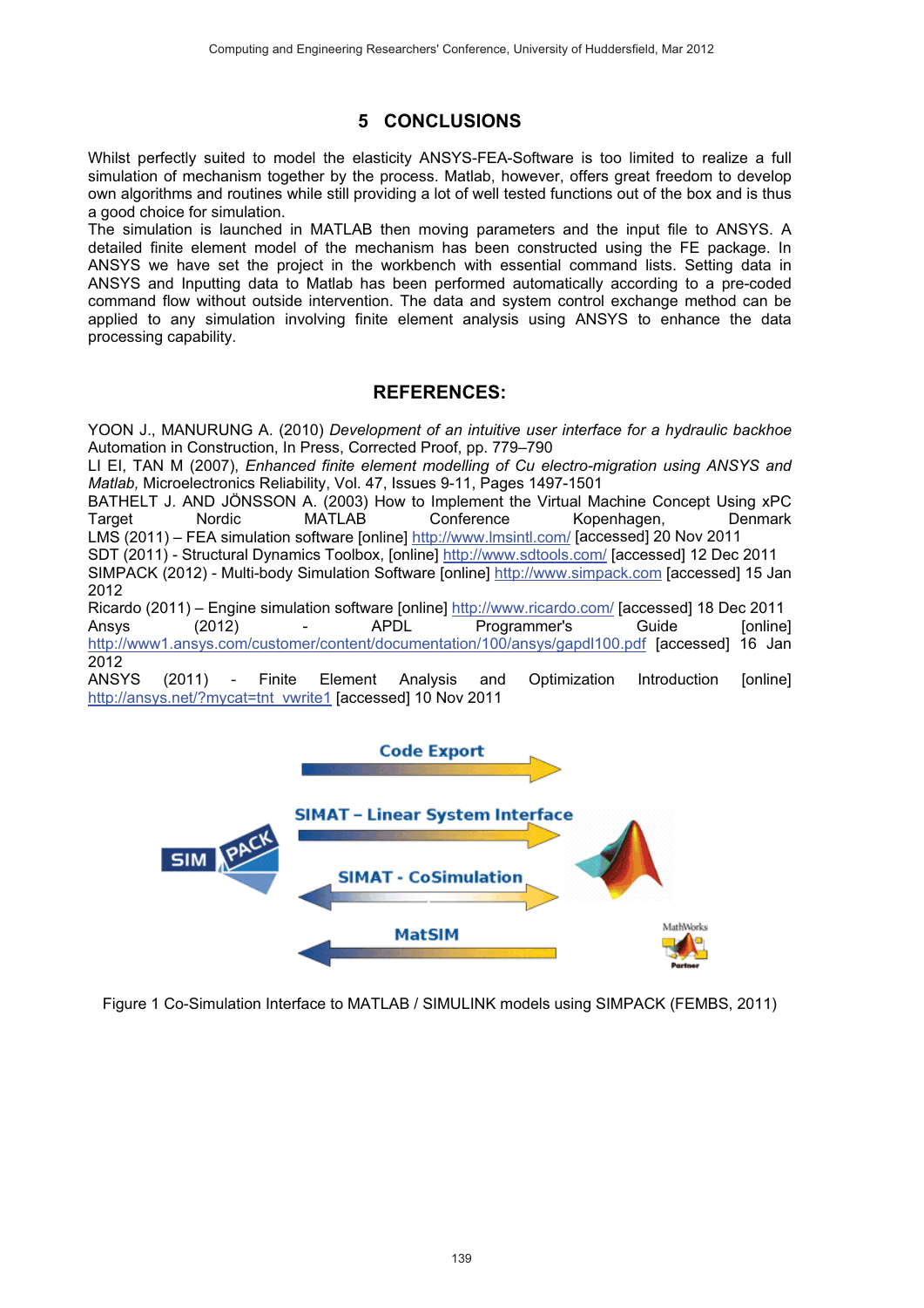## 5 CONCLUSIONS

Whilst perfectly suited to model the elasticity ANSYS-FEA-Software is too limited to realize a full simulation of mechanism together by the process. Matlab, however, offers great freedom to develop own algorithms and routines while still providing a lot of well tested functions out of the box and is thus a good choice for simulation.
The simulation is launched in MATLAB then moving parameters and the input file to ANSYS. A detailed finite element model of the mechanism has been constructed using the FE package. In ANSYS we have set the project in the workbench with essential command lists. Setting data in ANSYS and Inputting data to Matlab has been performed automatically according to a pre-coded command flow without outside intervention. The data and system control exchange method can be applied to any simulation involving finite element analysis using ANSYS to enhance the data processing capability.

## REFERENCES:

YOON J., MANURUNG A. (2010) *Development of an intuitive user interface for a hydraulic backhoe* Automation in Construction, In Press, Corrected Proof, pp. 779–790
LI EI, TAN M (2007), *Enhanced finite element modelling of Cu electro-migration using ANSYS and Matlab,* Microelectronics Reliability, Vol. 47, Issues 9-11, Pages 1497-1501
BATHELT J. AND JÖNSSON A. (2003) How to Implement the Virtual Machine Concept Using xPC Target Nordic MATLAB Conference Kopenhagen, Denmark
LMS (2011) – FEA simulation software [online] http://www.lmsintl.com/ [accessed] 20 Nov 2011
SDT (2011) - Structural Dynamics Toolbox, [online] http://www.sdtools.com/ [accessed] 12 Dec 2011
SIMPACK (2012) - Multi-body Simulation Software [online] http://www.simpack.com [accessed] 15 Jan 2012
Ricardo (2011) – Engine simulation software [online] http://www.ricardo.com/ [accessed] 18 Dec 2011
Ansys (2012) - APDL Programmer's Guide [online] http://www1.ansys.com/customer/content/documentation/100/ansys/gapdl100.pdf [accessed] 16 Jan 2012
ANSYS (2011) - Finite Element Analysis and Optimization Introduction [online] http://ansys.net/?mycat=tnt_vwrite1 [accessed] 10 Nov 2011

Figure 1 Co-Simulation Interface to MATLAB / SIMULINK models using SIMPACK (FEMBS, 2011)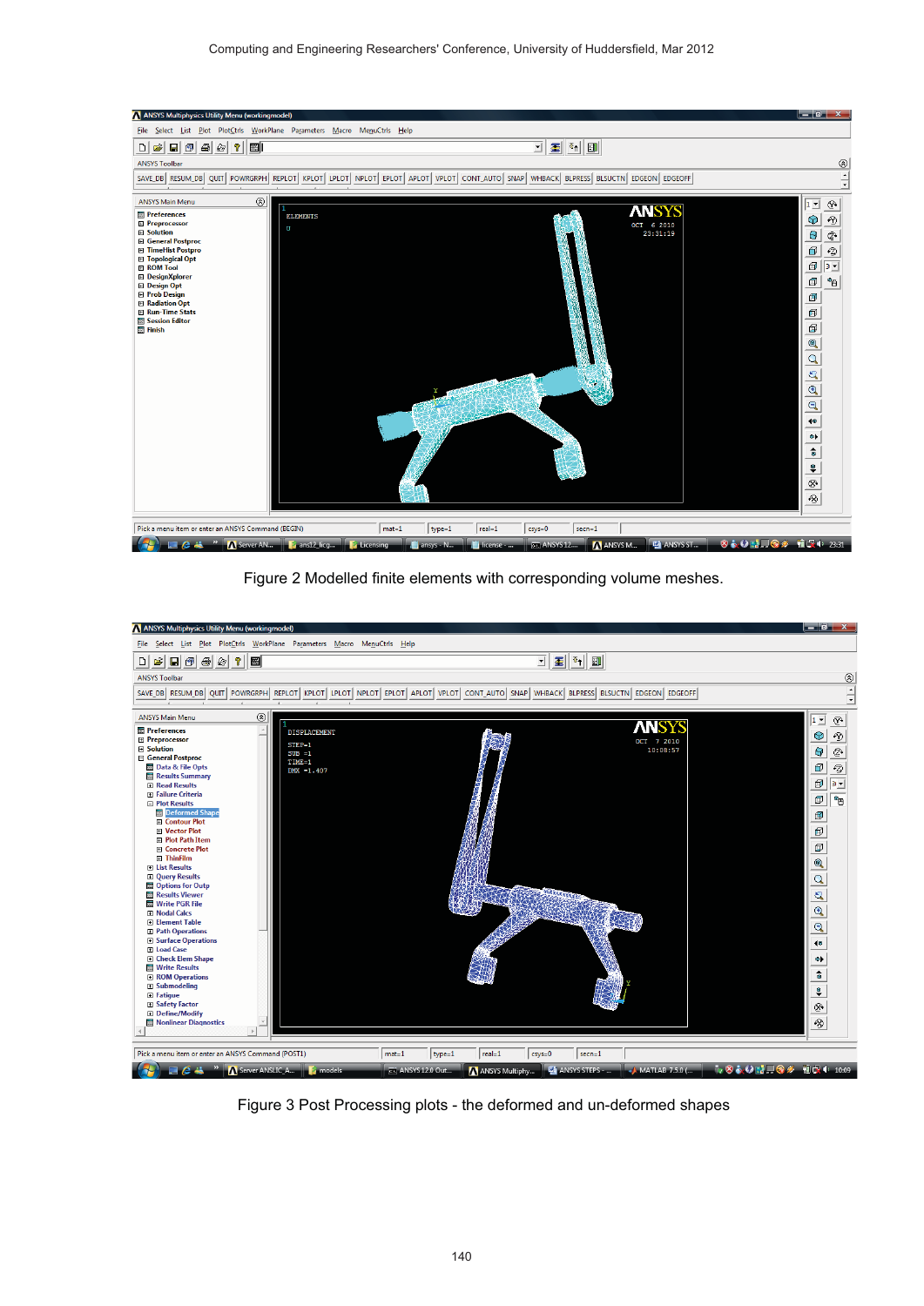Figure 2 Modelled finite elements with corresponding volume meshes.

Figure 3 Post Processing plots - the deformed and un-deformed shapes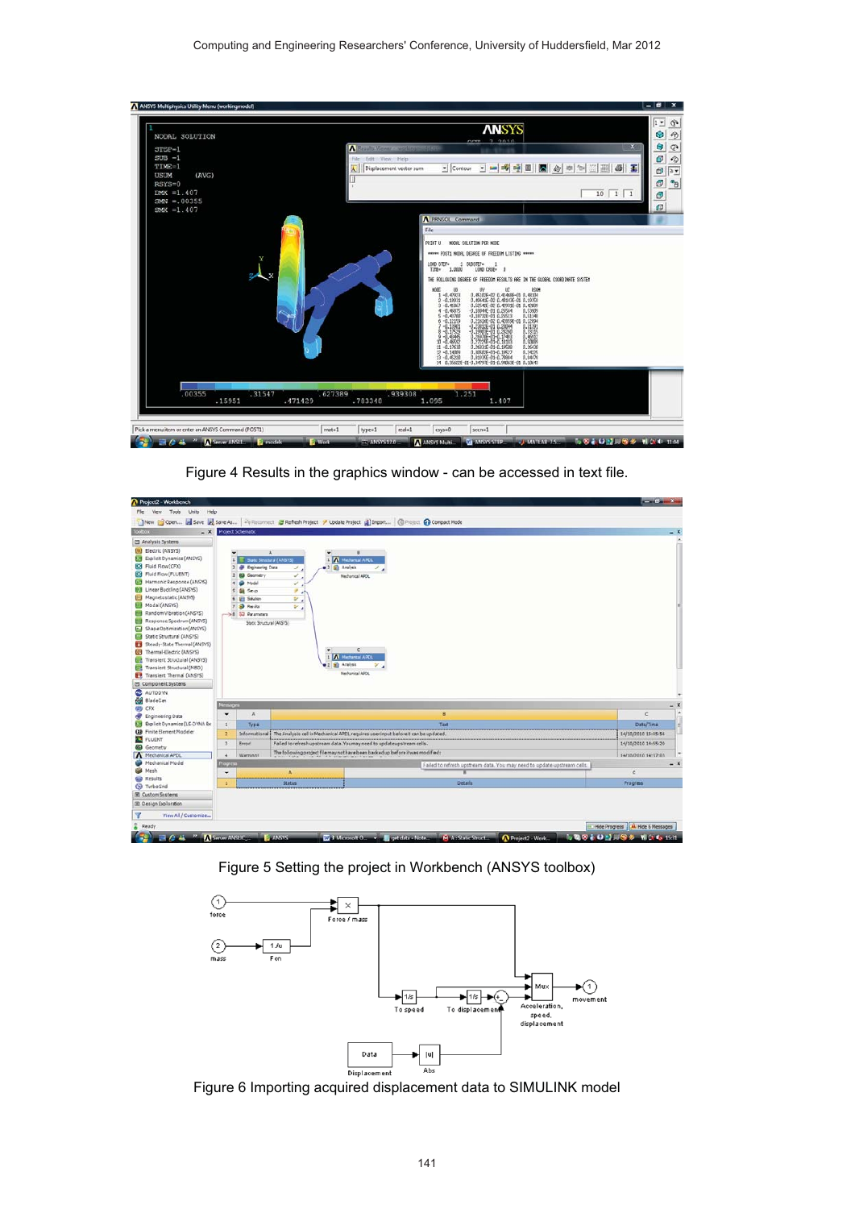Figure 4 Results in the graphics window - can be accessed in text file.

Figure 5 Setting the project in Workbench (ANSYS toolbox)

Figure 6 Importing acquired displacement data to SIMULINK model